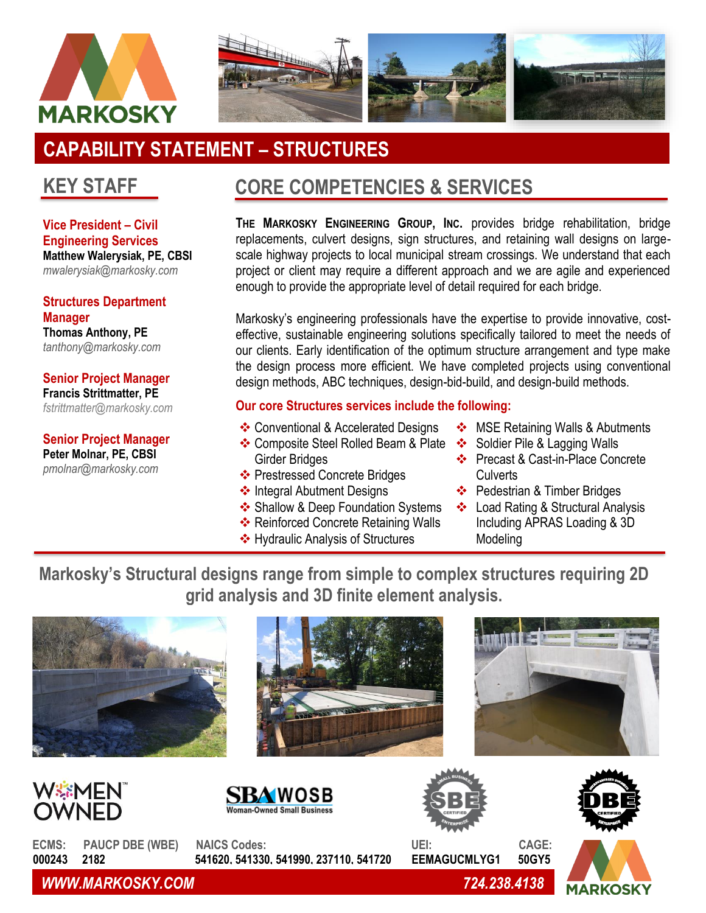MARKOSKY

# CAPABILITY STATEMENT – STRUCTURES

## KEY STAFF

**Vice President – Civil Engineering Services**
**Matthew Walerysiak, PE, CBSI**
*mwalerysiak@markosky.com*

**Structures Department Manager**
**Thomas Anthony, PE**
*tanthony@markosky.com*

**Senior Project Manager**
**Francis Strittmatter, PE**
*fstrittmatter@markosky.com*

**Senior Project Manager**
**Peter Molnar, PE, CBSI**
*pmolnar@markosky.com*

## CORE COMPETENCIES & SERVICES

**The Markosky Engineering Group, Inc.** provides bridge rehabilitation, bridge replacements, culvert designs, sign structures, and retaining wall designs on large-scale highway projects to local municipal stream crossings. We understand that each project or client may require a different approach and we are agile and experienced enough to provide the appropriate level of detail required for each bridge.

Markosky's engineering professionals have the expertise to provide innovative, cost-effective, sustainable engineering solutions specifically tailored to meet the needs of our clients. Early identification of the optimum structure arrangement and type make the design process more efficient. We have completed projects using conventional design methods, ABC techniques, design-bid-build, and design-build methods.

**Our core Structures services include the following:**

- Conventional & Accelerated Designs
- Composite Steel Rolled Beam & Plate Girder Bridges
- Prestressed Concrete Bridges
- Integral Abutment Designs
- Shallow & Deep Foundation Systems
- Reinforced Concrete Retaining Walls
- Hydraulic Analysis of Structures
- MSE Retaining Walls & Abutments
- Soldier Pile & Lagging Walls
- Precast & Cast-in-Place Concrete Culverts
- Pedestrian & Timber Bridges
- Load Rating & Structural Analysis Including APRAS Loading & 3D Modeling

**Markosky's Structural designs range from simple to complex structures requiring 2D grid analysis and 3D finite element analysis.**

WOMEN OWNED | SBA WOSB Woman-Owned Small Business | SBE Certified | DBE Certified

| ECMS: | PAUCP DBE (WBE) | NAICS Codes: | UEI: | CAGE: |
|---|---|---|---|---|
| 000243 | 2182 | 541620, 541330, 541990, 237110, 541720 | EEMAGUCMLYG1 | 50GY5 |

*WWW.MARKOSKY.COM* | *724.238.4138*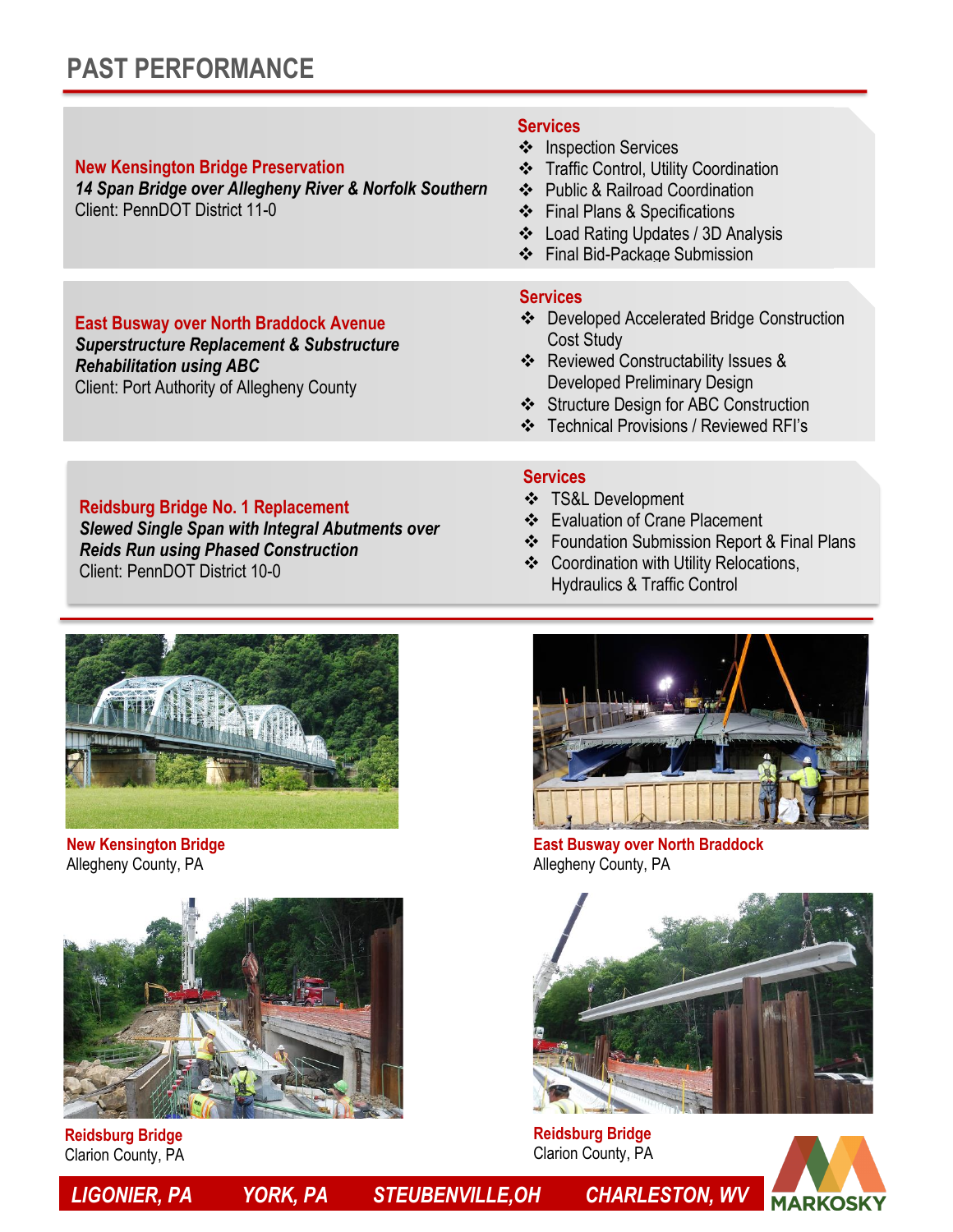## PAST PERFORMANCE

**New Kensington Bridge Preservation**
***14 Span Bridge over Allegheny River & Norfolk Southern***
Client: PennDOT District 11-0

**Services**
- Inspection Services
- Traffic Control, Utility Coordination
- Public & Railroad Coordination
- Final Plans & Specifications
- Load Rating Updates / 3D Analysis
- Final Bid-Package Submission

**East Busway over North Braddock Avenue**
***Superstructure Replacement & Substructure Rehabilitation using ABC***
Client: Port Authority of Allegheny County

**Services**
- Developed Accelerated Bridge Construction Cost Study
- Reviewed Constructability Issues & Developed Preliminary Design
- Structure Design for ABC Construction
- Technical Provisions / Reviewed RFI's

**Reidsburg Bridge No. 1 Replacement**
***Slewed Single Span with Integral Abutments over Reids Run using Phased Construction***
Client: PennDOT District 10-0

**Services**
- TS&L Development
- Evaluation of Crane Placement
- Foundation Submission Report & Final Plans
- Coordination with Utility Relocations, Hydraulics & Traffic Control

**New Kensington Bridge**
Allegheny County, PA

**East Busway over North Braddock**
Allegheny County, PA

**Reidsburg Bridge**
Clarion County, PA

**Reidsburg Bridge**
Clarion County, PA

LIGONIER, PA YORK, PA STEUBENVILLE,OH CHARLESTON, WV

MARKOSKY